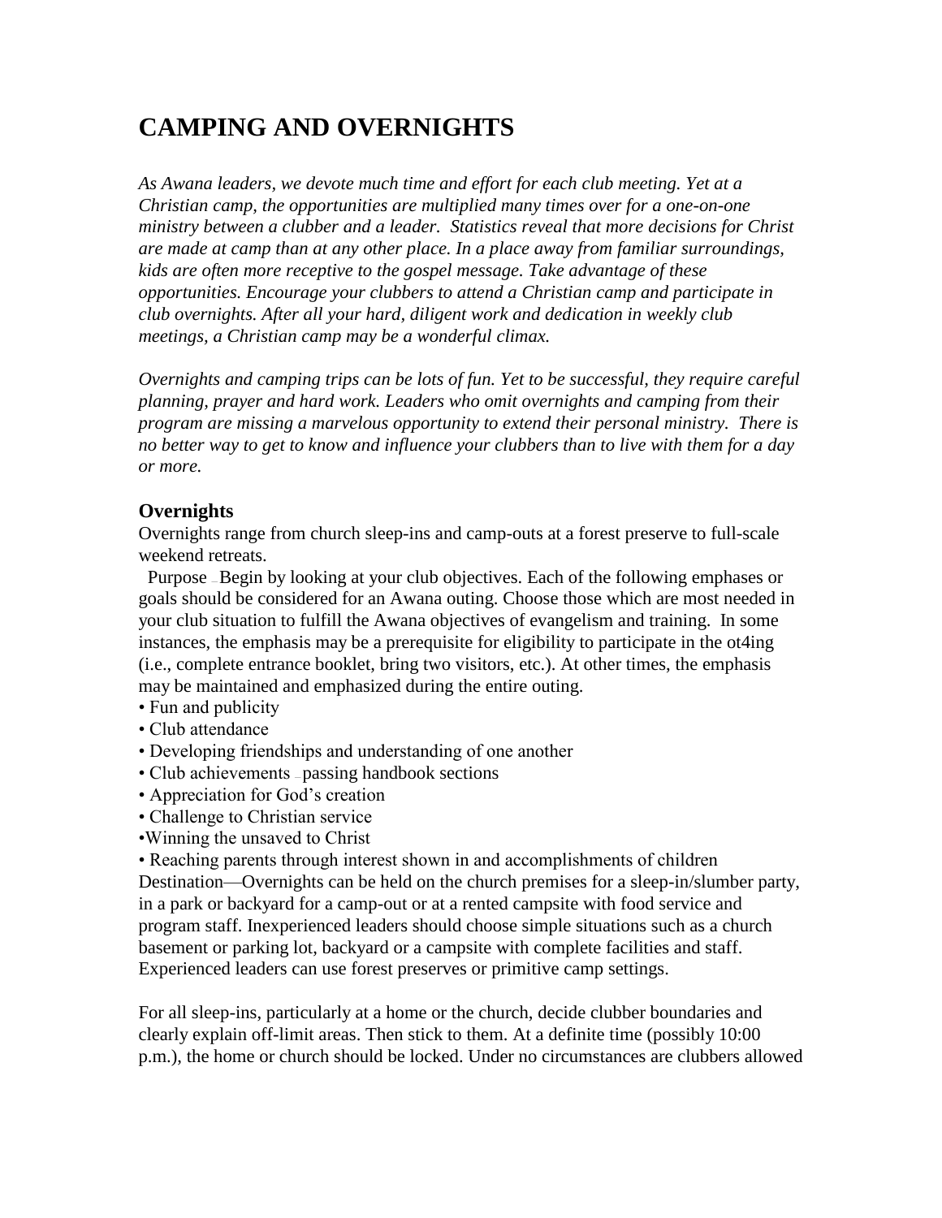# CAMPING AND OVERNIGHTS

*As Awana leaders, we devote much time and effort for each club meeting. Yet at a Christian camp, the opportunities are multiplied many times over for a one-on-one ministry between a clubber and a leader. Statistics reveal that more decisions for Christ are made at camp than at any other place. In a place away from familiar surroundings, kids are often more receptive to the gospel message. Take advantage of these opportunities. Encourage your clubbers to attend a Christian camp and participate in club overnights. After all your hard, diligent work and dedication in weekly club meetings, a Christian camp may be a wonderful climax.*

*Overnights and camping trips can be lots of fun. Yet to be successful, they require careful planning, prayer and hard work. Leaders who omit overnights and camping from their program are missing a marvelous opportunity to extend their personal ministry. There is no better way to get to know and influence your clubbers than to live with them for a day or more.*

## Overnights

Overnights range from church sleep-ins and camp-outs at a forest preserve to full-scale weekend retreats.

Purpose — Begin by looking at your club objectives. Each of the following emphases or goals should be considered for an Awana outing. Choose those which are most needed in your club situation to fulfill the Awana objectives of evangelism and training. In some instances, the emphasis may be a prerequisite for eligibility to participate in the ot4ing (i.e., complete entrance booklet, bring two visitors, etc.). At other times, the emphasis may be maintained and emphasized during the entire outing.

- Fun and publicity
- Club attendance
- Developing friendships and understanding of one another
- Club achievements — passing handbook sections
- Appreciation for God's creation
- Challenge to Christian service
- Winning the unsaved to Christ
- Reaching parents through interest shown in and accomplishments of children

Destination—Overnights can be held on the church premises for a sleep-in/slumber party, in a park or backyard for a camp-out or at a rented campsite with food service and program staff. Inexperienced leaders should choose simple situations such as a church basement or parking lot, backyard or a campsite with complete facilities and staff. Experienced leaders can use forest preserves or primitive camp settings.

For all sleep-ins, particularly at a home or the church, decide clubber boundaries and clearly explain off-limit areas. Then stick to them. At a definite time (possibly 10:00 p.m.), the home or church should be locked. Under no circumstances are clubbers allowed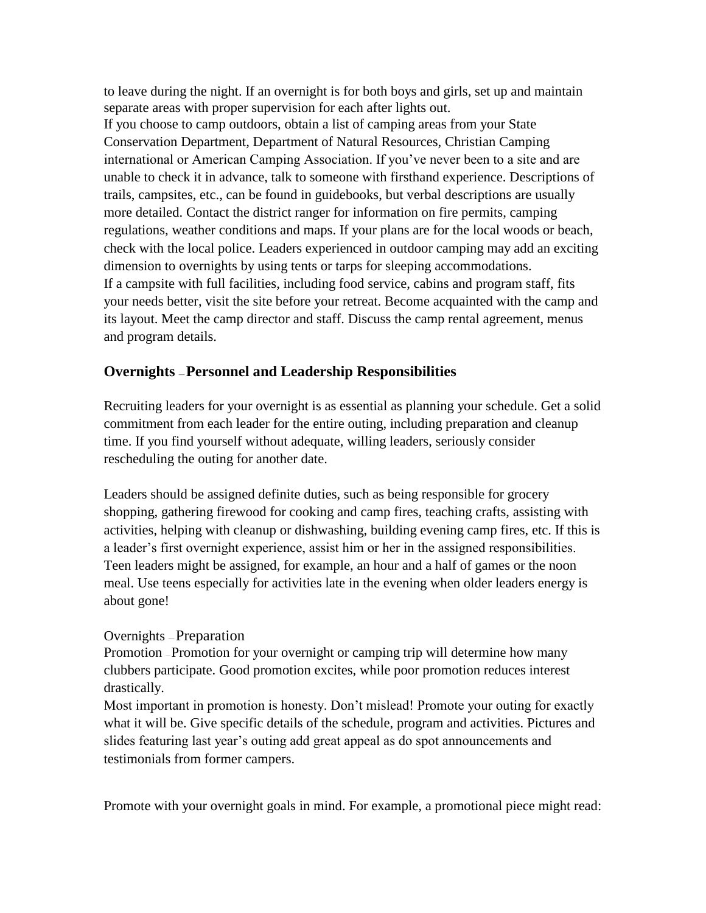to leave during the night. If an overnight is for both boys and girls, set up and maintain separate areas with proper supervision for each after lights out.

If you choose to camp outdoors, obtain a list of camping areas from your State Conservation Department, Department of Natural Resources, Christian Camping international or American Camping Association. If you've never been to a site and are unable to check it in advance, talk to someone with firsthand experience. Descriptions of trails, campsites, etc., can be found in guidebooks, but verbal descriptions are usually more detailed. Contact the district ranger for information on fire permits, camping regulations, weather conditions and maps. If your plans are for the local woods or beach, check with the local police. Leaders experienced in outdoor camping may add an exciting dimension to overnights by using tents or tarps for sleeping accommodations.

If a campsite with full facilities, including food service, cabins and program staff, fits your needs better, visit the site before your retreat. Become acquainted with the camp and its layout. Meet the camp director and staff. Discuss the camp rental agreement, menus and program details.

## Overnights – Personnel and Leadership Responsibilities

Recruiting leaders for your overnight is as essential as planning your schedule. Get a solid commitment from each leader for the entire outing, including preparation and cleanup time. If you find yourself without adequate, willing leaders, seriously consider rescheduling the outing for another date.

Leaders should be assigned definite duties, such as being responsible for grocery shopping, gathering firewood for cooking and camp fires, teaching crafts, assisting with activities, helping with cleanup or dishwashing, building evening camp fires, etc. If this is a leader's first overnight experience, assist him or her in the assigned responsibilities. Teen leaders might be assigned, for example, an hour and a half of games or the noon meal. Use teens especially for activities late in the evening when older leaders energy is about gone!

Overnights – Preparation

Promotion – Promotion for your overnight or camping trip will determine how many clubbers participate. Good promotion excites, while poor promotion reduces interest drastically.

Most important in promotion is honesty. Don't mislead! Promote your outing for exactly what it will be. Give specific details of the schedule, program and activities. Pictures and slides featuring last year's outing add great appeal as do spot announcements and testimonials from former campers.

Promote with your overnight goals in mind. For example, a promotional piece might read: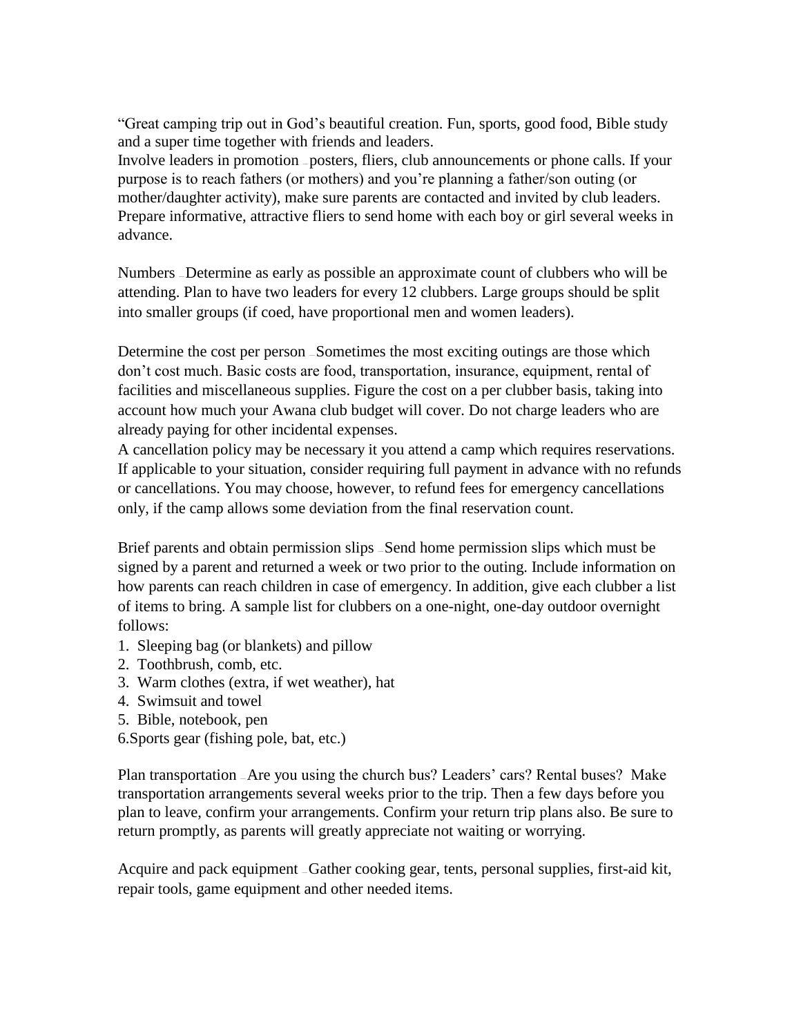"Great camping trip out in God's beautiful creation. Fun, sports, good food, Bible study and a super time together with friends and leaders.
Involve leaders in promotion – posters, fliers, club announcements or phone calls. If your purpose is to reach fathers (or mothers) and you're planning a father/son outing (or mother/daughter activity), make sure parents are contacted and invited by club leaders. Prepare informative, attractive fliers to send home with each boy or girl several weeks in advance.

Numbers – Determine as early as possible an approximate count of clubbers who will be attending. Plan to have two leaders for every 12 clubbers. Large groups should be split into smaller groups (if coed, have proportional men and women leaders).

Determine the cost per person – Sometimes the most exciting outings are those which don't cost much. Basic costs are food, transportation, insurance, equipment, rental of facilities and miscellaneous supplies. Figure the cost on a per clubber basis, taking into account how much your Awana club budget will cover. Do not charge leaders who are already paying for other incidental expenses.
A cancellation policy may be necessary it you attend a camp which requires reservations. If applicable to your situation, consider requiring full payment in advance with no refunds or cancellations. You may choose, however, to refund fees for emergency cancellations only, if the camp allows some deviation from the final reservation count.

Brief parents and obtain permission slips – Send home permission slips which must be signed by a parent and returned a week or two prior to the outing. Include information on how parents can reach children in case of emergency. In addition, give each clubber a list of items to bring. A sample list for clubbers on a one-night, one-day outdoor overnight follows:

1. Sleeping bag (or blankets) and pillow
2. Toothbrush, comb, etc.
3. Warm clothes (extra, if wet weather), hat
4. Swimsuit and towel
5. Bible, notebook, pen
6. Sports gear (fishing pole, bat, etc.)

Plan transportation – Are you using the church bus? Leaders' cars? Rental buses? Make transportation arrangements several weeks prior to the trip. Then a few days before you plan to leave, confirm your arrangements. Confirm your return trip plans also. Be sure to return promptly, as parents will greatly appreciate not waiting or worrying.

Acquire and pack equipment – Gather cooking gear, tents, personal supplies, first-aid kit, repair tools, game equipment and other needed items.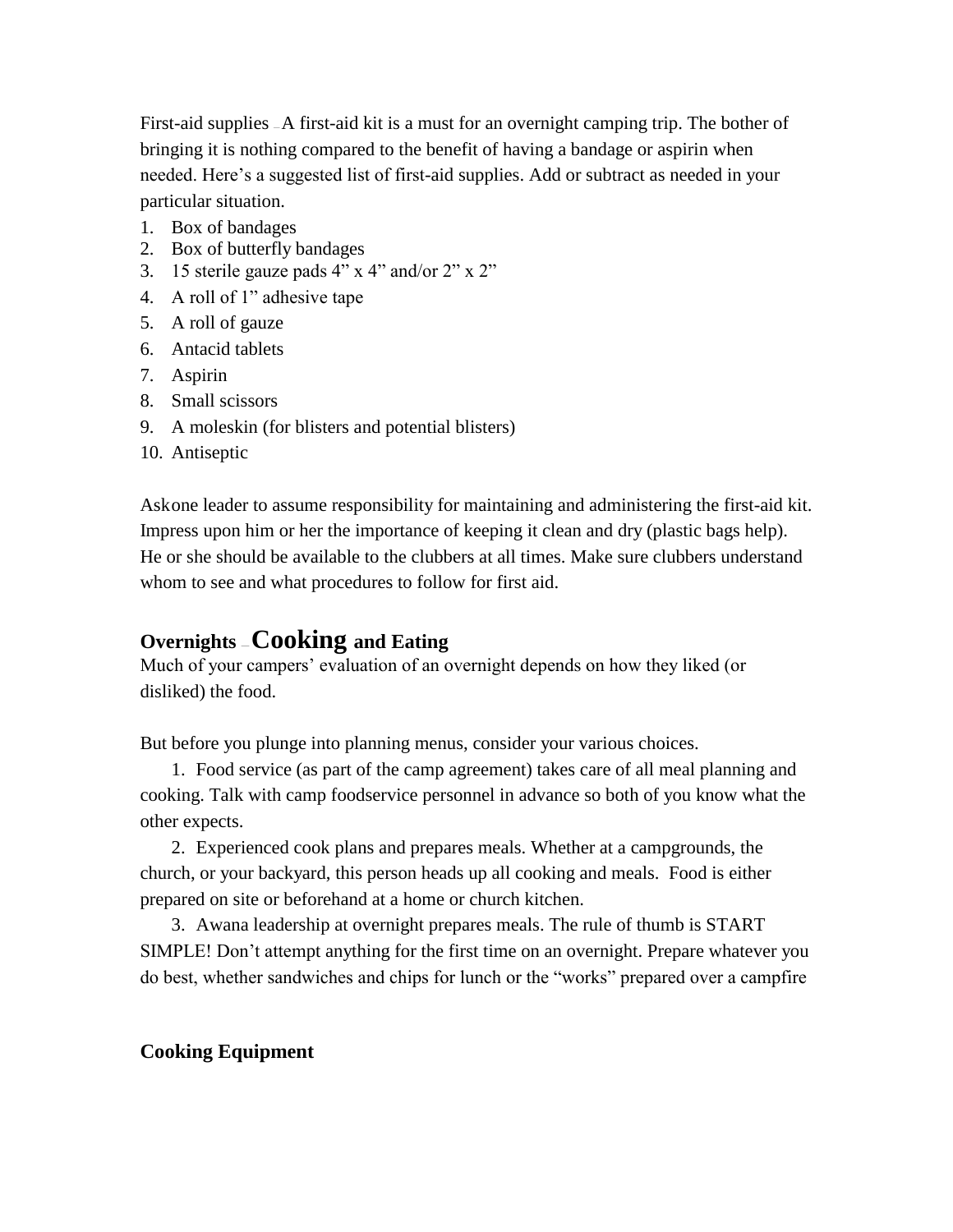First-aid supplies – A first-aid kit is a must for an overnight camping trip. The bother of bringing it is nothing compared to the benefit of having a bandage or aspirin when needed. Here's a suggested list of first-aid supplies. Add or subtract as needed in your particular situation.

1. Box of bandages
2. Box of butterfly bandages
3. 15 sterile gauze pads 4" x 4" and/or 2" x 2"
4. A roll of 1" adhesive tape
5. A roll of gauze
6. Antacid tablets
7. Aspirin
8. Small scissors
9. A moleskin (for blisters and potential blisters)
10. Antiseptic

Askone leader to assume responsibility for maintaining and administering the first-aid kit. Impress upon him or her the importance of keeping it clean and dry (plastic bags help). He or she should be available to the clubbers at all times. Make sure clubbers understand whom to see and what procedures to follow for first aid.

## Overnights – Cooking and Eating

Much of your campers' evaluation of an overnight depends on how they liked (or disliked) the food.

But before you plunge into planning menus, consider your various choices.

1. Food service (as part of the camp agreement) takes care of all meal planning and cooking. Talk with camp foodservice personnel in advance so both of you know what the other expects.

2. Experienced cook plans and prepares meals. Whether at a campgrounds, the church, or your backyard, this person heads up all cooking and meals. Food is either prepared on site or beforehand at a home or church kitchen.

3. Awana leadership at overnight prepares meals. The rule of thumb is START SIMPLE! Don't attempt anything for the first time on an overnight. Prepare whatever you do best, whether sandwiches and chips for lunch or the "works" prepared over a campfire

### Cooking Equipment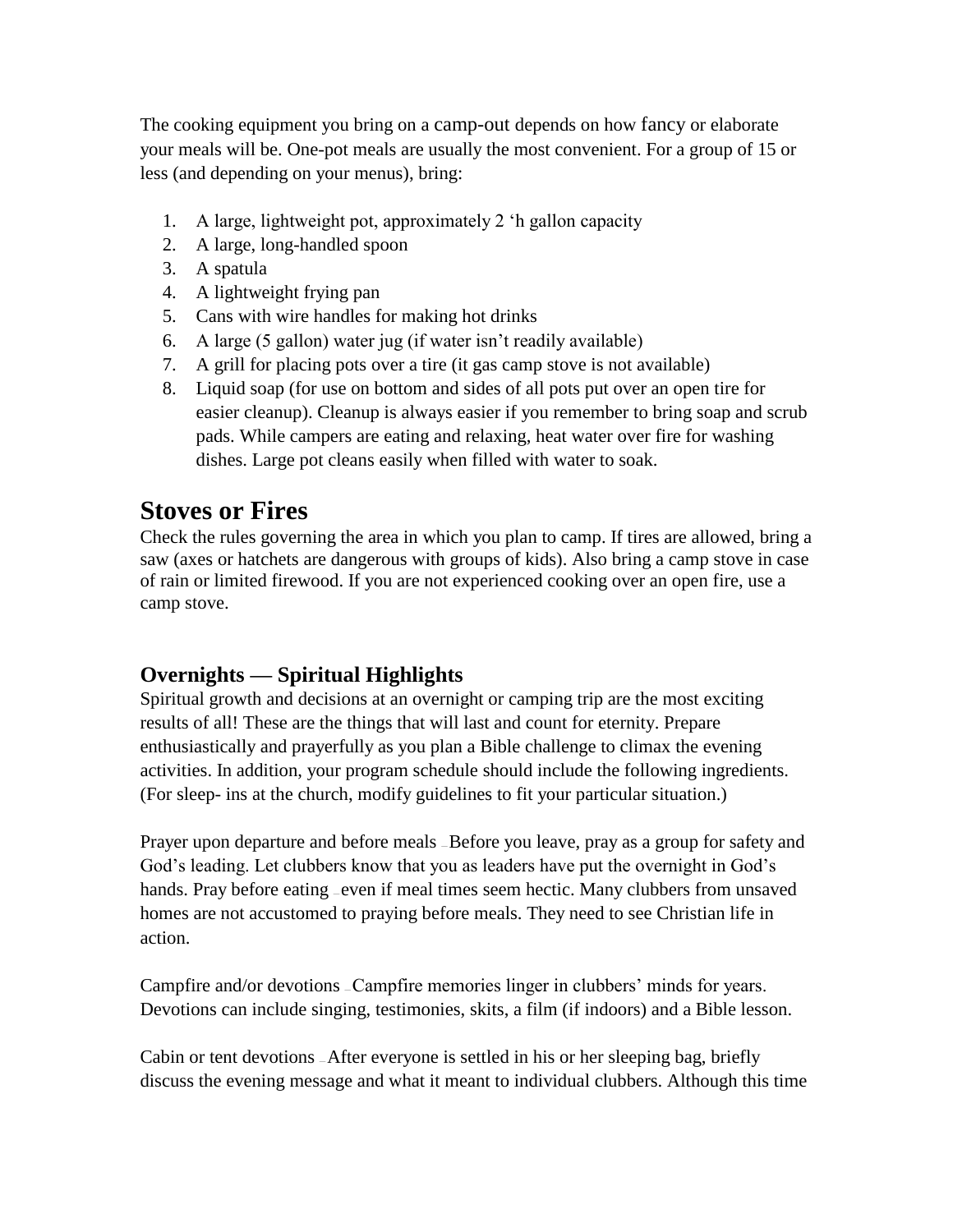The cooking equipment you bring on a camp-out depends on how fancy or elaborate your meals will be. One-pot meals are usually the most convenient. For a group of 15 or less (and depending on your menus), bring:

1. A large, lightweight pot, approximately 2 'h gallon capacity
2. A large, long-handled spoon
3. A spatula
4. A lightweight frying pan
5. Cans with wire handles for making hot drinks
6. A large (5 gallon) water jug (if water isn't readily available)
7. A grill for placing pots over a tire (it gas camp stove is not available)
8. Liquid soap (for use on bottom and sides of all pots put over an open tire for easier cleanup). Cleanup is always easier if you remember to bring soap and scrub pads. While campers are eating and relaxing, heat water over fire for washing dishes. Large pot cleans easily when filled with water to soak.

## Stoves or Fires

Check the rules governing the area in which you plan to camp. If tires are allowed, bring a saw (axes or hatchets are dangerous with groups of kids). Also bring a camp stove in case of rain or limited firewood. If you are not experienced cooking over an open fire, use a camp stove.

### Overnights — Spiritual Highlights

Spiritual growth and decisions at an overnight or camping trip are the most exciting results of all! These are the things that will last and count for eternity. Prepare enthusiastically and prayerfully as you plan a Bible challenge to climax the evening activities. In addition, your program schedule should include the following ingredients. (For sleep- ins at the church, modify guidelines to fit your particular situation.)

Prayer upon departure and before meals – Before you leave, pray as a group for safety and God's leading. Let clubbers know that you as leaders have put the overnight in God's hands. Pray before eating – even if meal times seem hectic. Many clubbers from unsaved homes are not accustomed to praying before meals. They need to see Christian life in action.

Campfire and/or devotions – Campfire memories linger in clubbers' minds for years. Devotions can include singing, testimonies, skits, a film (if indoors) and a Bible lesson.

Cabin or tent devotions – After everyone is settled in his or her sleeping bag, briefly discuss the evening message and what it meant to individual clubbers. Although this time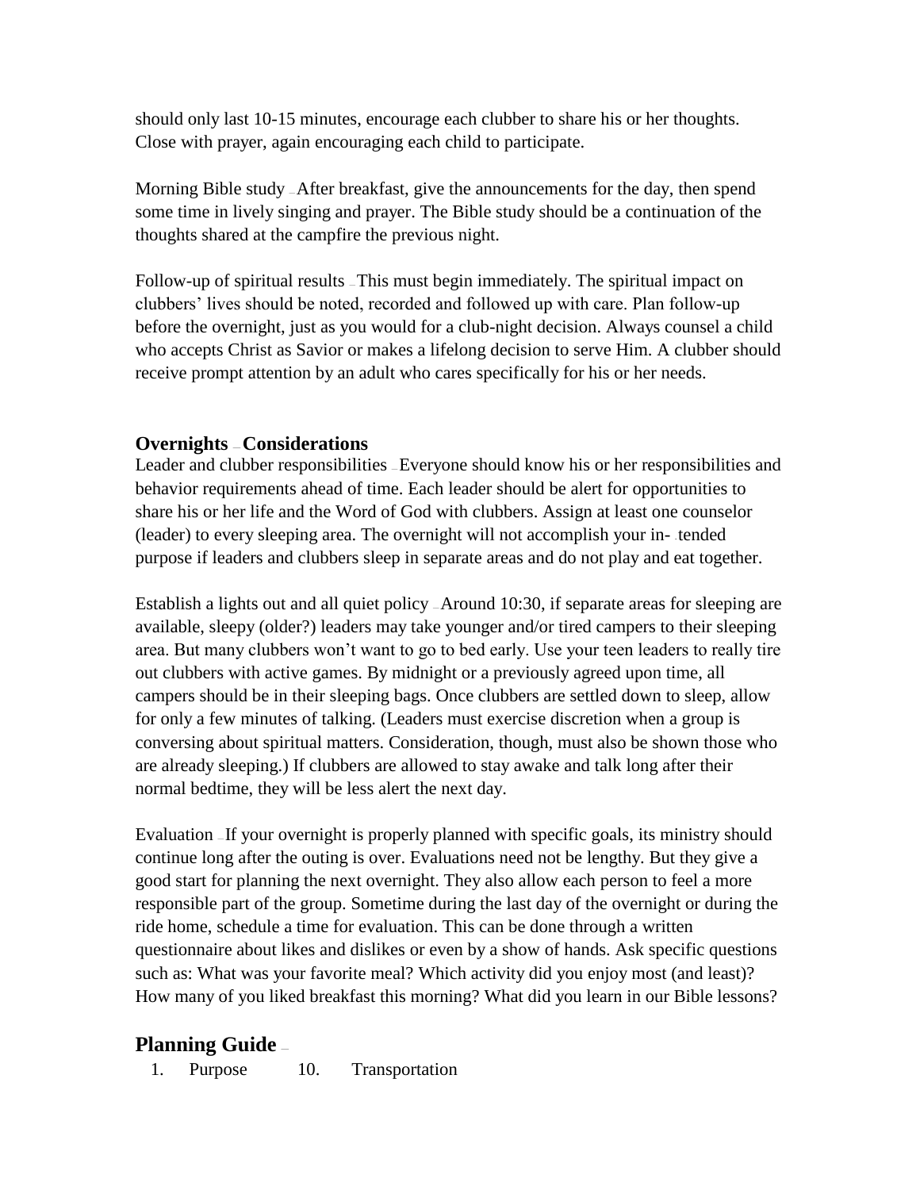should only last 10-15 minutes, encourage each clubber to share his or her thoughts. Close with prayer, again encouraging each child to participate.

Morning Bible study – After breakfast, give the announcements for the day, then spend some time in lively singing and prayer. The Bible study should be a continuation of the thoughts shared at the campfire the previous night.

Follow-up of spiritual results – This must begin immediately. The spiritual impact on clubbers' lives should be noted, recorded and followed up with care. Plan follow-up before the overnight, just as you would for a club-night decision. Always counsel a child who accepts Christ as Savior or makes a lifelong decision to serve Him. A clubber should receive prompt attention by an adult who cares specifically for his or her needs.

### Overnights – Considerations

Leader and clubber responsibilities – Everyone should know his or her responsibilities and behavior requirements ahead of time. Each leader should be alert for opportunities to share his or her life and the Word of God with clubbers. Assign at least one counselor (leader) to every sleeping area. The overnight will not accomplish your in- tended purpose if leaders and clubbers sleep in separate areas and do not play and eat together.

Establish a lights out and all quiet policy – Around 10:30, if separate areas for sleeping are available, sleepy (older?) leaders may take younger and/or tired campers to their sleeping area. But many clubbers won't want to go to bed early. Use your teen leaders to really tire out clubbers with active games. By midnight or a previously agreed upon time, all campers should be in their sleeping bags. Once clubbers are settled down to sleep, allow for only a few minutes of talking. (Leaders must exercise discretion when a group is conversing about spiritual matters. Consideration, though, must also be shown those who are already sleeping.) If clubbers are allowed to stay awake and talk long after their normal bedtime, they will be less alert the next day.

Evaluation – If your overnight is properly planned with specific goals, its ministry should continue long after the outing is over. Evaluations need not be lengthy. But they give a good start for planning the next overnight. They also allow each person to feel a more responsible part of the group. Sometime during the last day of the overnight or during the ride home, schedule a time for evaluation. This can be done through a written questionnaire about likes and dislikes or even by a show of hands. Ask specific questions such as: What was your favorite meal? Which activity did you enjoy most (and least)? How many of you liked breakfast this morning? What did you learn in our Bible lessons?

## Planning Guide –

1. Purpose 10. Transportation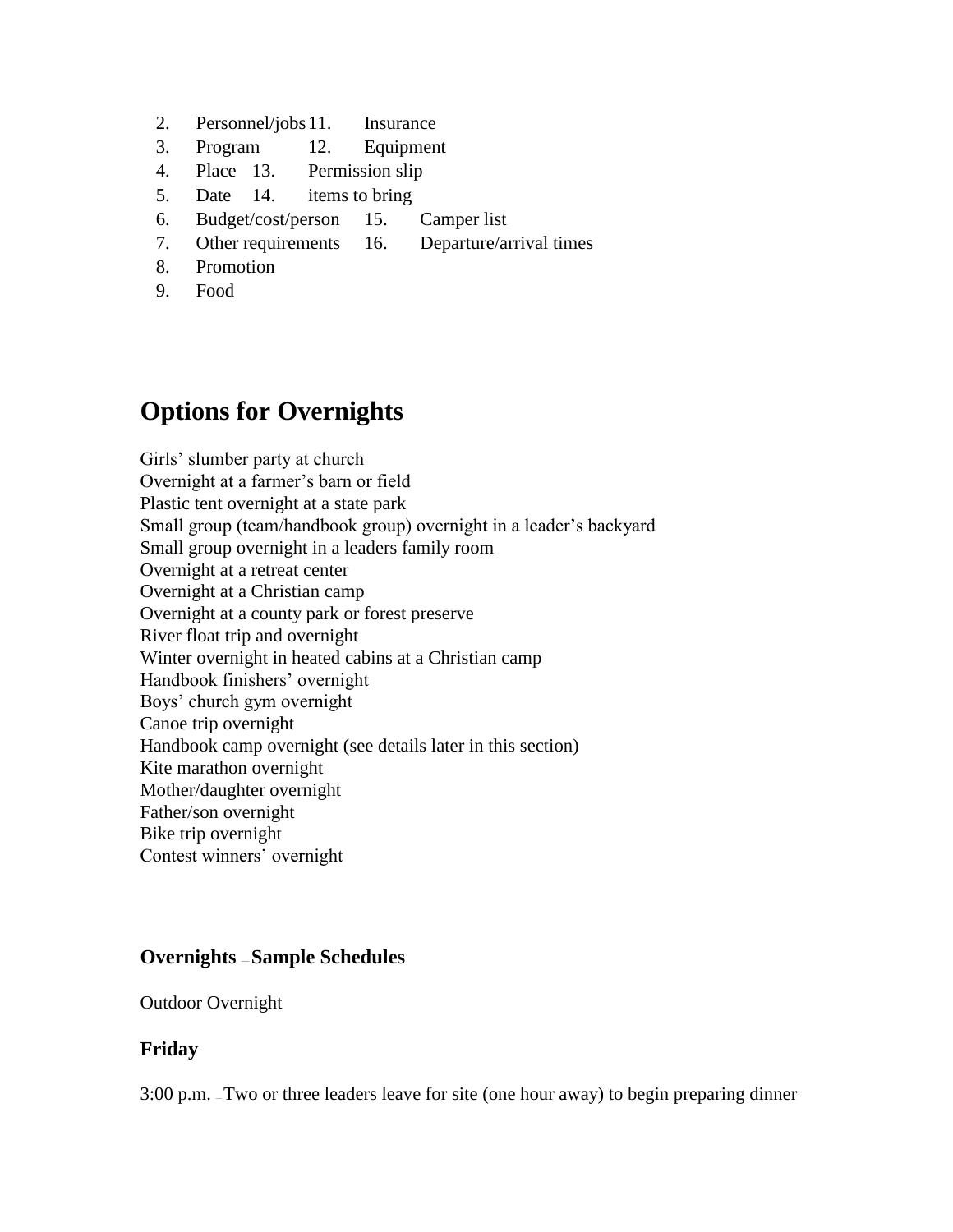2. Personnel/jobs
3. Program
4. Place
5. Date
6. Budget/cost/person
7. Other requirements
8. Promotion
9. Food
11. Insurance
12. Equipment
13. Permission slip
14. items to bring
15. Camper list
16. Departure/arrival times

## Options for Overnights

Girls' slumber party at church
Overnight at a farmer's barn or field
Plastic tent overnight at a state park
Small group (team/handbook group) overnight in a leader's backyard
Small group overnight in a leaders family room
Overnight at a retreat center
Overnight at a Christian camp
Overnight at a county park or forest preserve
River float trip and overnight
Winter overnight in heated cabins at a Christian camp
Handbook finishers' overnight
Boys' church gym overnight
Canoe trip overnight
Handbook camp overnight (see details later in this section)
Kite marathon overnight
Mother/daughter overnight
Father/son overnight
Bike trip overnight
Contest winners' overnight

### Overnights – Sample Schedules

Outdoor Overnight

### Friday

3:00 p.m. – Two or three leaders leave for site (one hour away) to begin preparing dinner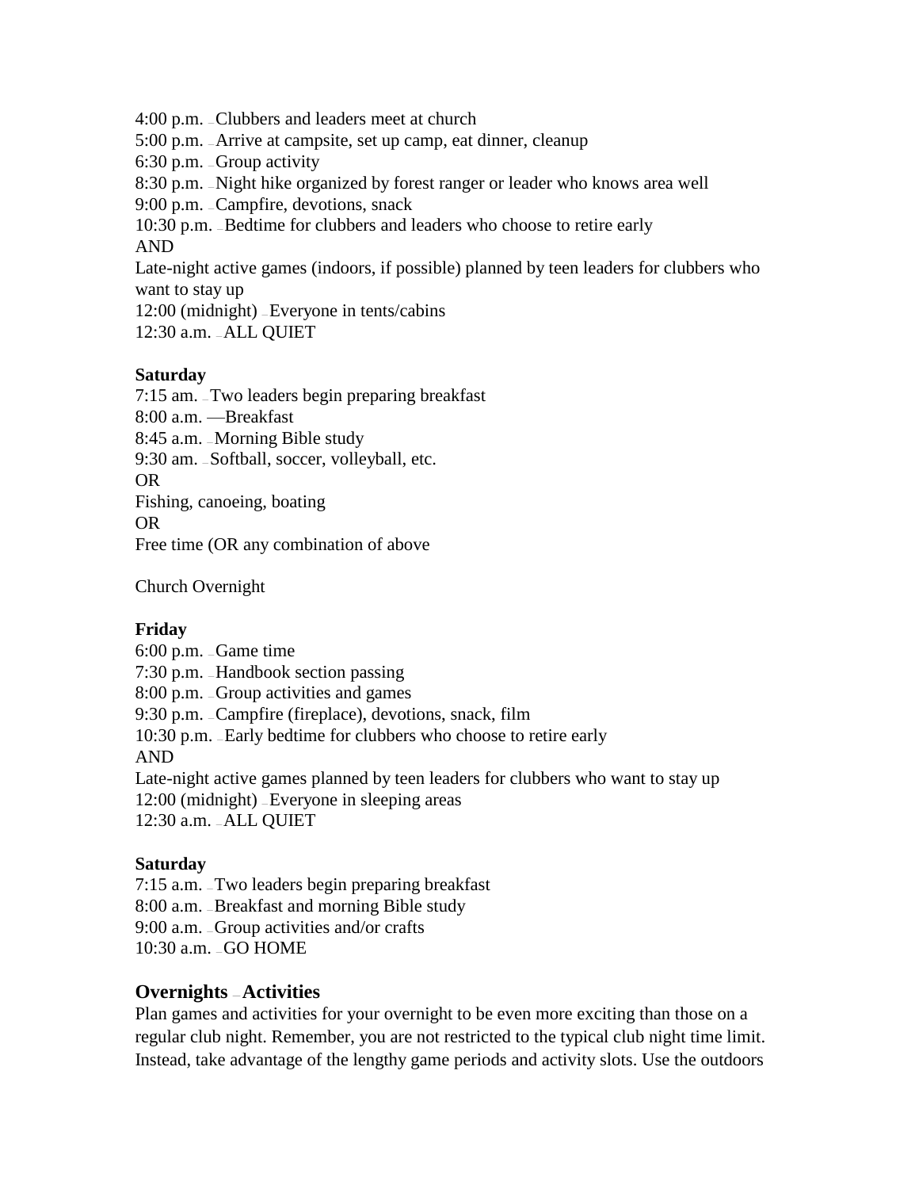4:00 p.m. – Clubbers and leaders meet at church
5:00 p.m. – Arrive at campsite, set up camp, eat dinner, cleanup
6:30 p.m. – Group activity
8:30 p.m. – Night hike organized by forest ranger or leader who knows area well
9:00 p.m. – Campfire, devotions, snack
10:30 p.m. – Bedtime for clubbers and leaders who choose to retire early
AND
Late-night active games (indoors, if possible) planned by teen leaders for clubbers who want to stay up
12:00 (midnight) – Everyone in tents/cabins
12:30 a.m. – ALL QUIET

**Saturday**
7:15 am. – Two leaders begin preparing breakfast
8:00 a.m. —Breakfast
8:45 a.m. – Morning Bible study
9:30 am. – Softball, soccer, volleyball, etc.
OR
Fishing, canoeing, boating
OR
Free time (OR any combination of above

Church Overnight

**Friday**
6:00 p.m. – Game time
7:30 p.m. – Handbook section passing
8:00 p.m. – Group activities and games
9:30 p.m. – Campfire (fireplace), devotions, snack, film
10:30 p.m. – Early bedtime for clubbers who choose to retire early
AND
Late-night active games planned by teen leaders for clubbers who want to stay up
12:00 (midnight) – Everyone in sleeping areas
12:30 a.m. – ALL QUIET

**Saturday**
7:15 a.m. – Two leaders begin preparing breakfast
8:00 a.m. – Breakfast and morning Bible study
9:00 a.m. – Group activities and/or crafts
10:30 a.m. – GO HOME

## Overnights – Activities

Plan games and activities for your overnight to be even more exciting than those on a regular club night. Remember, you are not restricted to the typical club night time limit. Instead, take advantage of the lengthy game periods and activity slots. Use the outdoors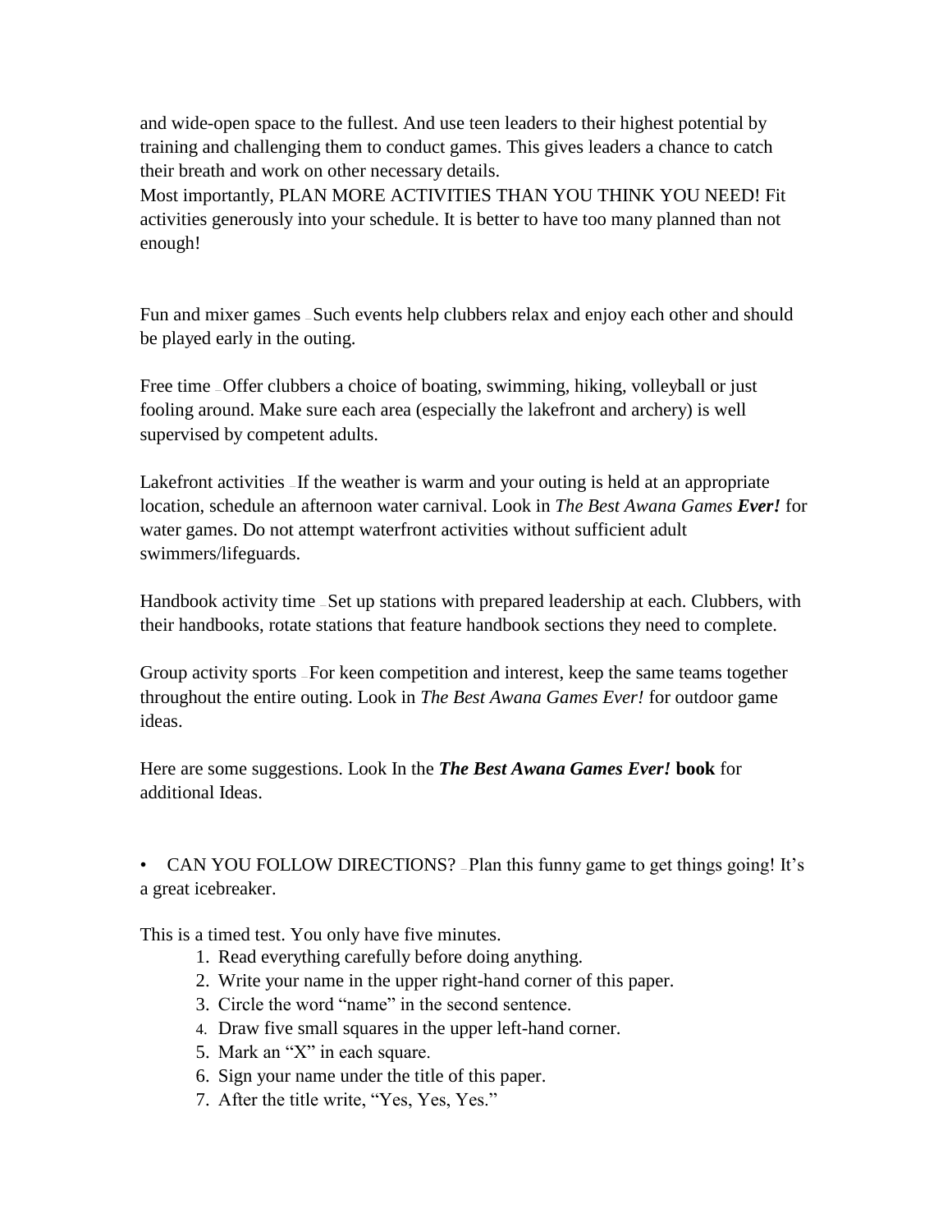and wide-open space to the fullest. And use teen leaders to their highest potential by training and challenging them to conduct games. This gives leaders a chance to catch their breath and work on other necessary details.
Most importantly, PLAN MORE ACTIVITIES THAN YOU THINK YOU NEED! Fit activities generously into your schedule. It is better to have too many planned than not enough!

Fun and mixer games – Such events help clubbers relax and enjoy each other and should be played early in the outing.

Free time – Offer clubbers a choice of boating, swimming, hiking, volleyball or just fooling around. Make sure each area (especially the lakefront and archery) is well supervised by competent adults.

Lakefront activities – If the weather is warm and your outing is held at an appropriate location, schedule an afternoon water carnival. Look in *The Best Awana Games **Ever!*** for water games. Do not attempt waterfront activities without sufficient adult swimmers/lifeguards.

Handbook activity time – Set up stations with prepared leadership at each. Clubbers, with their handbooks, rotate stations that feature handbook sections they need to complete.

Group activity sports – For keen competition and interest, keep the same teams together throughout the entire outing. Look in *The Best Awana Games Ever!* for outdoor game ideas.

Here are some suggestions. Look In the ***The Best Awana Games Ever!* book** for additional Ideas.

- CAN YOU FOLLOW DIRECTIONS? – Plan this funny game to get things going! It's a great icebreaker.

This is a timed test. You only have five minutes.

1. Read everything carefully before doing anything.
2. Write your name in the upper right-hand corner of this paper.
3. Circle the word "name" in the second sentence.
4. Draw five small squares in the upper left-hand corner.
5. Mark an "X" in each square.
6. Sign your name under the title of this paper.
7. After the title write, "Yes, Yes, Yes."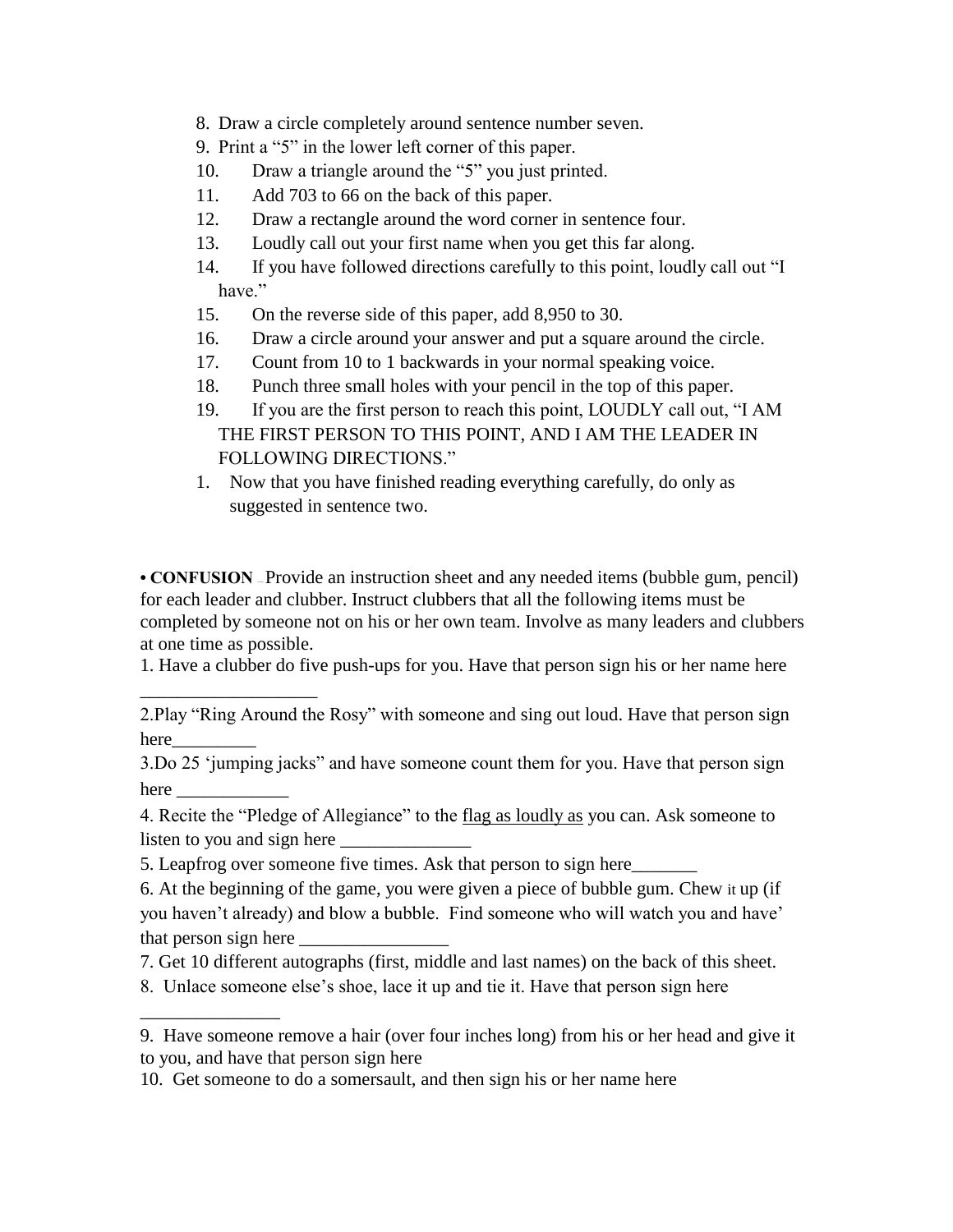8. Draw a circle completely around sentence number seven.
9. Print a "5" in the lower left corner of this paper.
10. Draw a triangle around the "5" you just printed.
11. Add 703 to 66 on the back of this paper.
12. Draw a rectangle around the word corner in sentence four.
13. Loudly call out your first name when you get this far along.
14. If you have followed directions carefully to this point, loudly call out "I have."
15. On the reverse side of this paper, add 8,950 to 30.
16. Draw a circle around your answer and put a square around the circle.
17. Count from 10 to 1 backwards in your normal speaking voice.
18. Punch three small holes with your pencil in the top of this paper.
19. If you are the first person to reach this point, LOUDLY call out, "I AM THE FIRST PERSON TO THIS POINT, AND I AM THE LEADER IN FOLLOWING DIRECTIONS."
1. Now that you have finished reading everything carefully, do only as suggested in sentence two.

• **CONFUSION** – Provide an instruction sheet and any needed items (bubble gum, pencil) for each leader and clubber. Instruct clubbers that all the following items must be completed by someone not on his or her own team. Involve as many leaders and clubbers at one time as possible.

1. Have a clubber do five push-ups for you. Have that person sign his or her name here ___________________

2.Play "Ring Around the Rosy" with someone and sing out loud. Have that person sign here_________

3.Do 25 'jumping jacks" and have someone count them for you. Have that person sign here ____________

4. Recite the "Pledge of Allegiance" to the <u>flag as loudly as</u> you can. Ask someone to listen to you and sign here ______________

5. Leapfrog over someone five times. Ask that person to sign here_______

6. At the beginning of the game, you were given a piece of bubble gum. Chew it up (if you haven't already) and blow a bubble. Find someone who will watch you and have' that person sign here ________________

7. Get 10 different autographs (first, middle and last names) on the back of this sheet.

8. Unlace someone else's shoe, lace it up and tie it. Have that person sign here _______________

9. Have someone remove a hair (over four inches long) from his or her head and give it to you, and have that person sign here

10. Get someone to do a somersault, and then sign his or her name here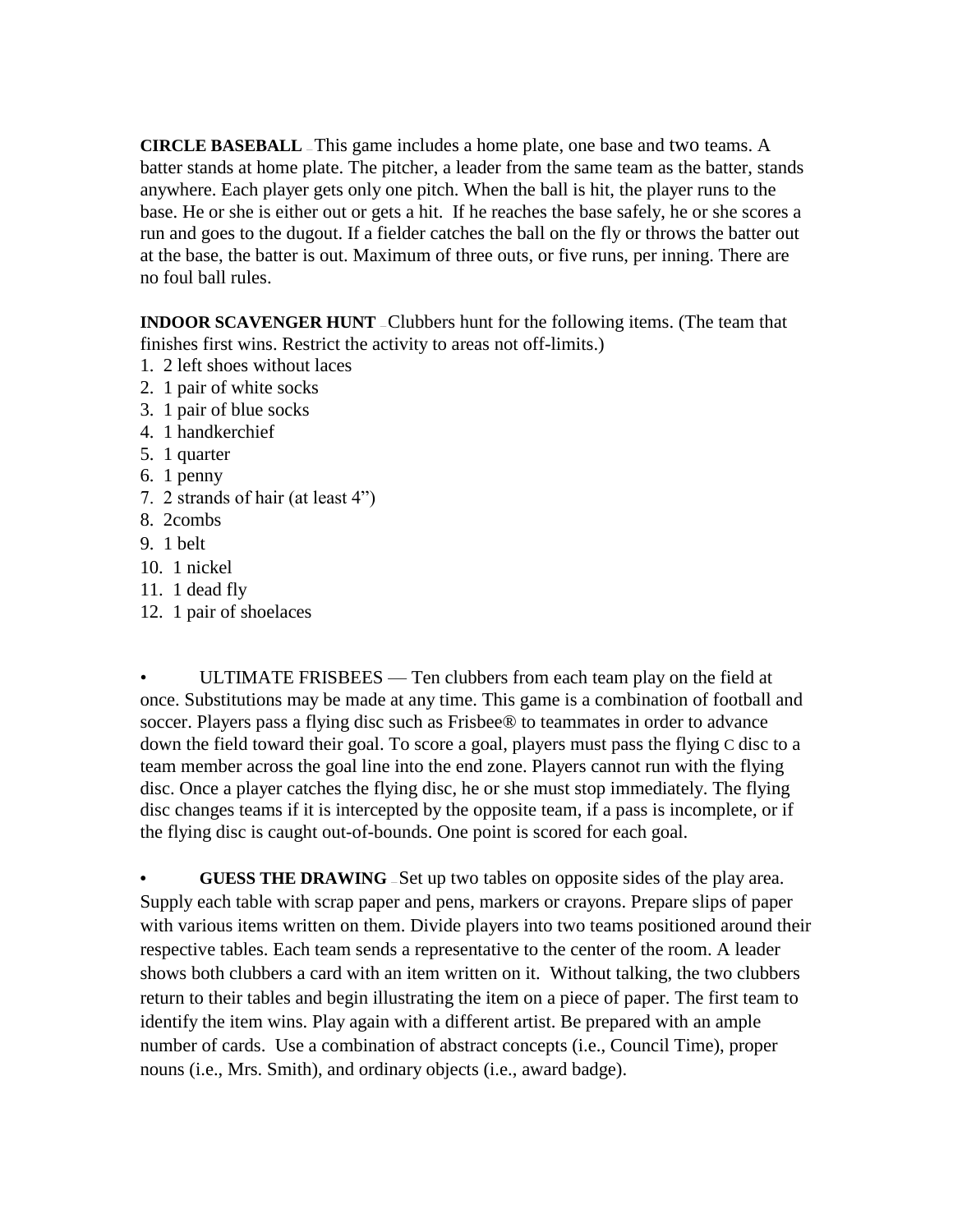**CIRCLE BASEBALL** – This game includes a home plate, one base and two teams. A batter stands at home plate. The pitcher, a leader from the same team as the batter, stands anywhere. Each player gets only one pitch. When the ball is hit, the player runs to the base. He or she is either out or gets a hit. If he reaches the base safely, he or she scores a run and goes to the dugout. If a fielder catches the ball on the fly or throws the batter out at the base, the batter is out. Maximum of three outs, or five runs, per inning. There are no foul ball rules.

**INDOOR SCAVENGER HUNT** – Clubbers hunt for the following items. (The team that finishes first wins. Restrict the activity to areas not off-limits.)

1. 2 left shoes without laces
2. 1 pair of white socks
3. 1 pair of blue socks
4. 1 handkerchief
5. 1 quarter
6. 1 penny
7. 2 strands of hair (at least 4")
8. 2combs
9. 1 belt
10. 1 nickel
11. 1 dead fly
12. 1 pair of shoelaces

- ULTIMATE FRISBEES — Ten clubbers from each team play on the field at once. Substitutions may be made at any time. This game is a combination of football and soccer. Players pass a flying disc such as Frisbee® to teammates in order to advance down the field toward their goal. To score a goal, players must pass the flying C disc to a team member across the goal line into the end zone. Players cannot run with the flying disc. Once a player catches the flying disc, he or she must stop immediately. The flying disc changes teams if it is intercepted by the opposite team, if a pass is incomplete, or if the flying disc is caught out-of-bounds. One point is scored for each goal.

- **GUESS THE DRAWING** – Set up two tables on opposite sides of the play area. Supply each table with scrap paper and pens, markers or crayons. Prepare slips of paper with various items written on them. Divide players into two teams positioned around their respective tables. Each team sends a representative to the center of the room. A leader shows both clubbers a card with an item written on it. Without talking, the two clubbers return to their tables and begin illustrating the item on a piece of paper. The first team to identify the item wins. Play again with a different artist. Be prepared with an ample number of cards. Use a combination of abstract concepts (i.e., Council Time), proper nouns (i.e., Mrs. Smith), and ordinary objects (i.e., award badge).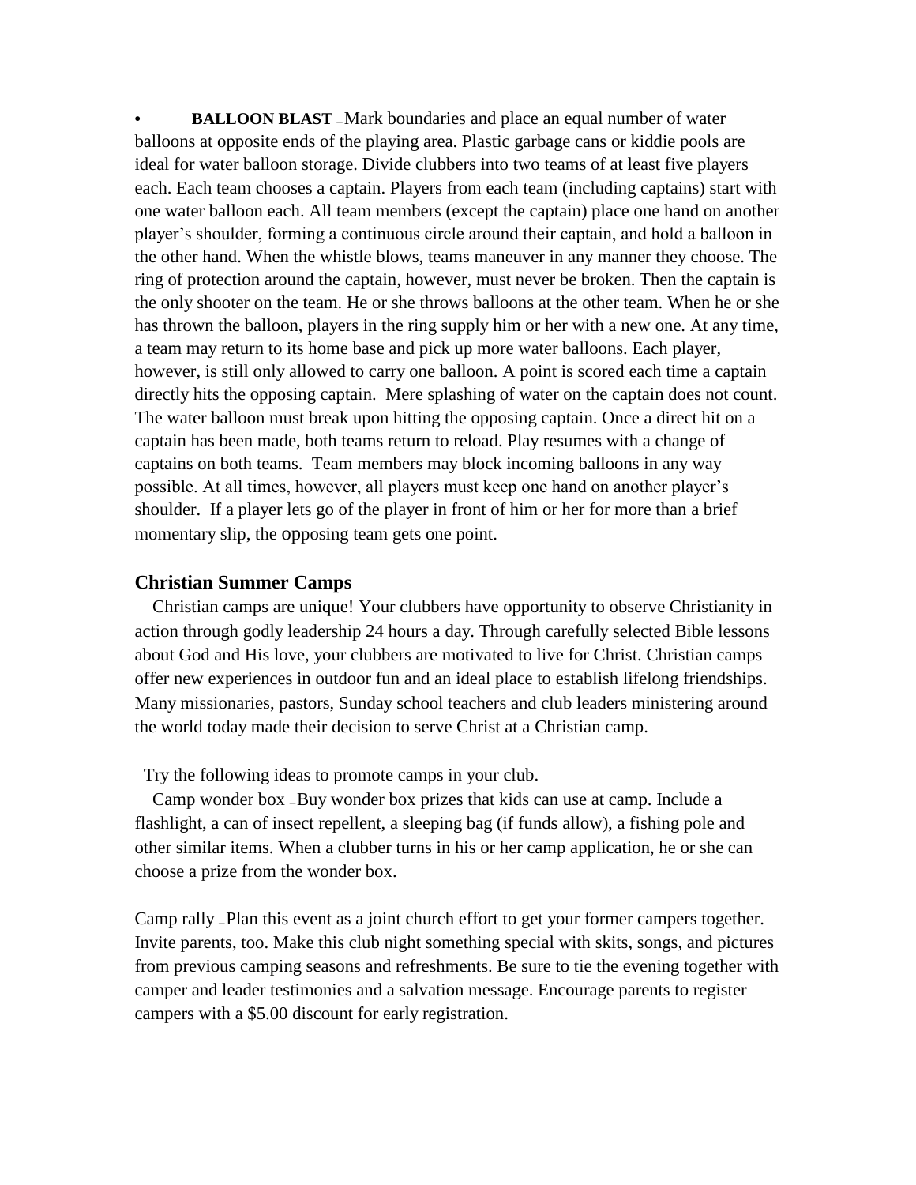- **BALLOON BLAST** – Mark boundaries and place an equal number of water balloons at opposite ends of the playing area. Plastic garbage cans or kiddie pools are ideal for water balloon storage. Divide clubbers into two teams of at least five players each. Each team chooses a captain. Players from each team (including captains) start with one water balloon each. All team members (except the captain) place one hand on another player's shoulder, forming a continuous circle around their captain, and hold a balloon in the other hand. When the whistle blows, teams maneuver in any manner they choose. The ring of protection around the captain, however, must never be broken. Then the captain is the only shooter on the team. He or she throws balloons at the other team. When he or she has thrown the balloon, players in the ring supply him or her with a new one. At any time, a team may return to its home base and pick up more water balloons. Each player, however, is still only allowed to carry one balloon. A point is scored each time a captain directly hits the opposing captain. Mere splashing of water on the captain does not count. The water balloon must break upon hitting the opposing captain. Once a direct hit on a captain has been made, both teams return to reload. Play resumes with a change of captains on both teams. Team members may block incoming balloons in any way possible. At all times, however, all players must keep one hand on another player's shoulder. If a player lets go of the player in front of him or her for more than a brief momentary slip, the opposing team gets one point.

### Christian Summer Camps

Christian camps are unique! Your clubbers have opportunity to observe Christianity in action through godly leadership 24 hours a day. Through carefully selected Bible lessons about God and His love, your clubbers are motivated to live for Christ. Christian camps offer new experiences in outdoor fun and an ideal place to establish lifelong friendships. Many missionaries, pastors, Sunday school teachers and club leaders ministering around the world today made their decision to serve Christ at a Christian camp.

Try the following ideas to promote camps in your club.

Camp wonder box – Buy wonder box prizes that kids can use at camp. Include a flashlight, a can of insect repellent, a sleeping bag (if funds allow), a fishing pole and other similar items. When a clubber turns in his or her camp application, he or she can choose a prize from the wonder box.

Camp rally – Plan this event as a joint church effort to get your former campers together. Invite parents, too. Make this club night something special with skits, songs, and pictures from previous camping seasons and refreshments. Be sure to tie the evening together with camper and leader testimonies and a salvation message. Encourage parents to register campers with a $5.00 discount for early registration.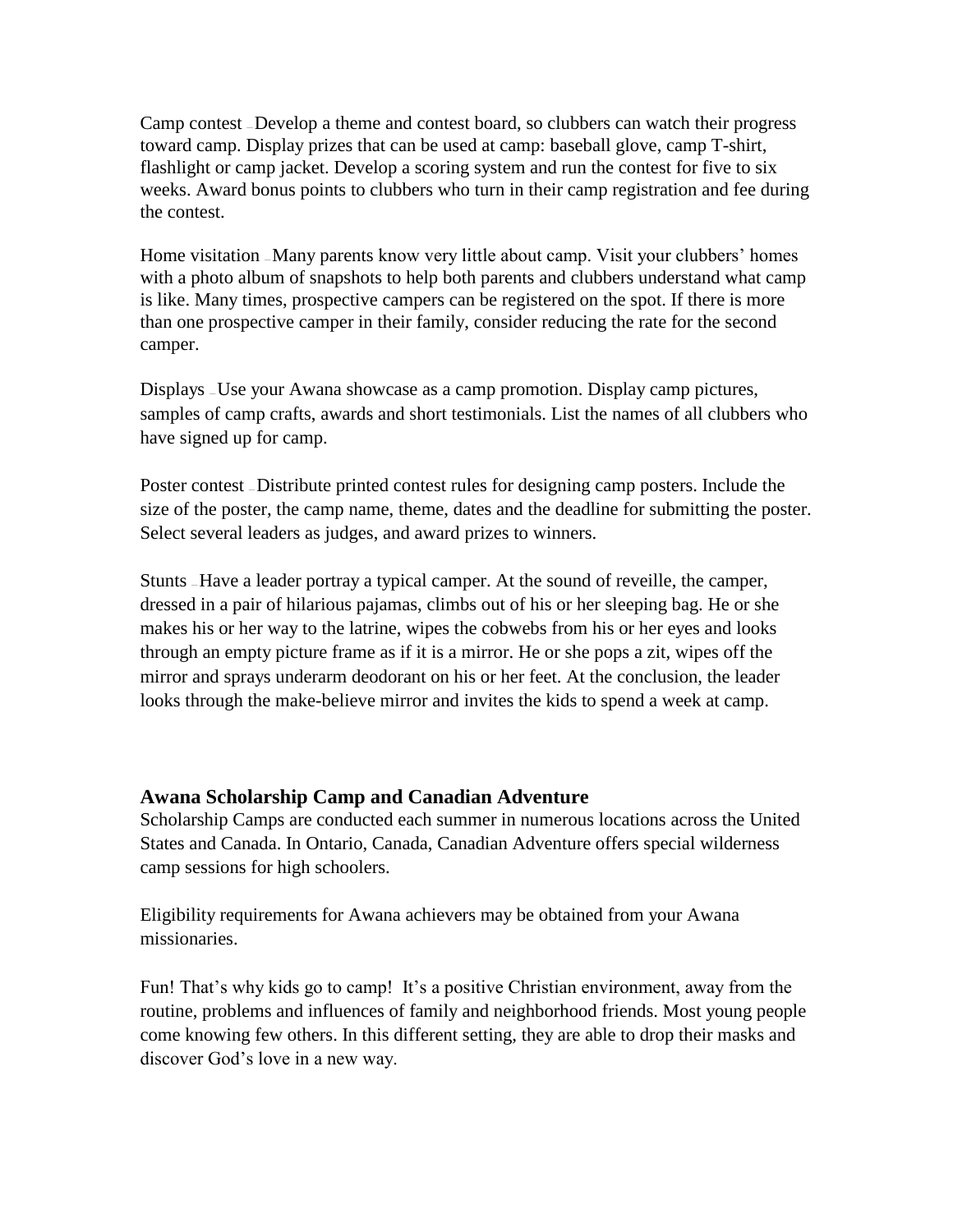Camp contest – Develop a theme and contest board, so clubbers can watch their progress toward camp. Display prizes that can be used at camp: baseball glove, camp T-shirt, flashlight or camp jacket. Develop a scoring system and run the contest for five to six weeks. Award bonus points to clubbers who turn in their camp registration and fee during the contest.

Home visitation – Many parents know very little about camp. Visit your clubbers' homes with a photo album of snapshots to help both parents and clubbers understand what camp is like. Many times, prospective campers can be registered on the spot. If there is more than one prospective camper in their family, consider reducing the rate for the second camper.

Displays – Use your Awana showcase as a camp promotion. Display camp pictures, samples of camp crafts, awards and short testimonials. List the names of all clubbers who have signed up for camp.

Poster contest – Distribute printed contest rules for designing camp posters. Include the size of the poster, the camp name, theme, dates and the deadline for submitting the poster. Select several leaders as judges, and award prizes to winners.

Stunts – Have a leader portray a typical camper. At the sound of reveille, the camper, dressed in a pair of hilarious pajamas, climbs out of his or her sleeping bag. He or she makes his or her way to the latrine, wipes the cobwebs from his or her eyes and looks through an empty picture frame as if it is a mirror. He or she pops a zit, wipes off the mirror and sprays underarm deodorant on his or her feet. At the conclusion, the leader looks through the make-believe mirror and invites the kids to spend a week at camp.

### Awana Scholarship Camp and Canadian Adventure

Scholarship Camps are conducted each summer in numerous locations across the United States and Canada. In Ontario, Canada, Canadian Adventure offers special wilderness camp sessions for high schoolers.

Eligibility requirements for Awana achievers may be obtained from your Awana missionaries.

Fun! That's why kids go to camp! It's a positive Christian environment, away from the routine, problems and influences of family and neighborhood friends. Most young people come knowing few others. In this different setting, they are able to drop their masks and discover God's love in a new way.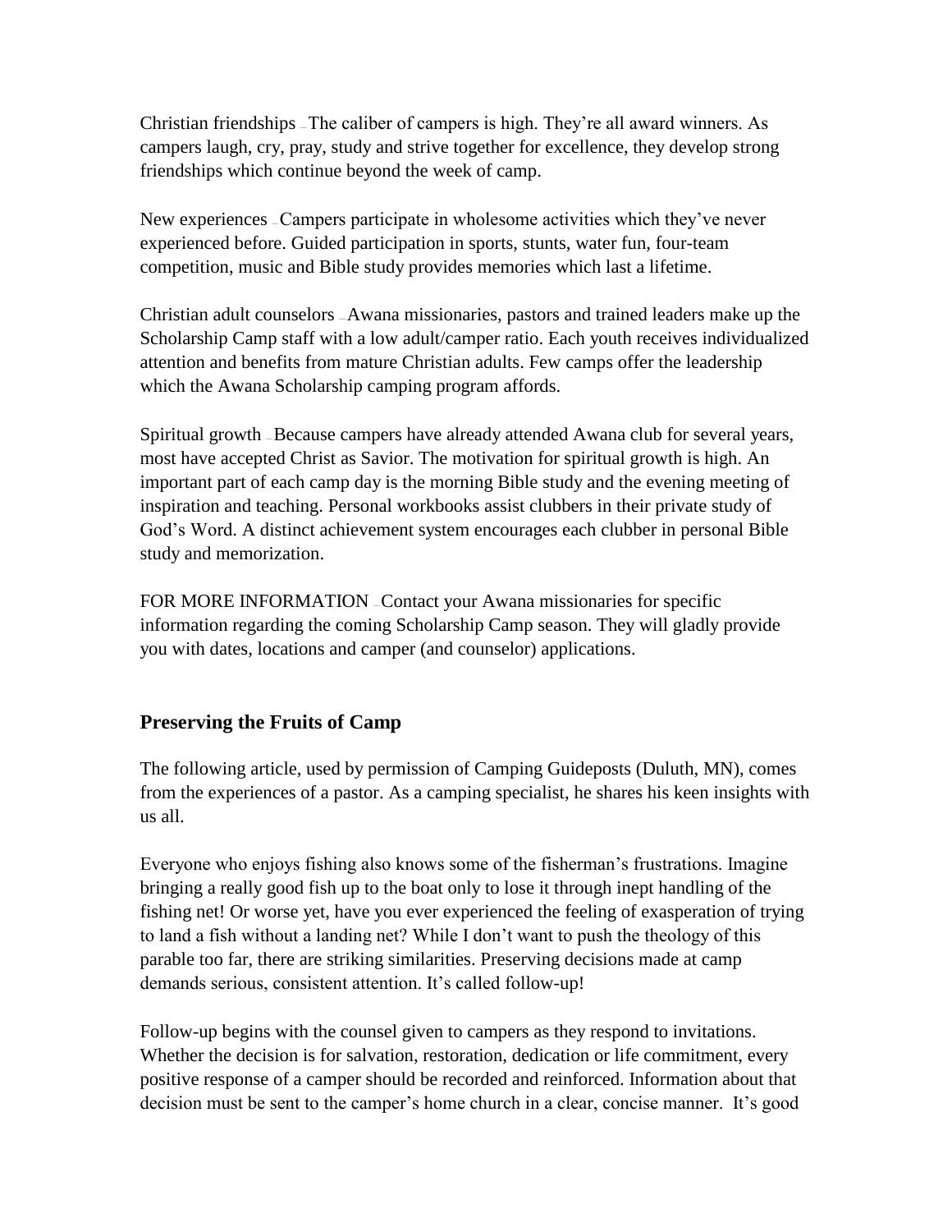Christian friendships – The caliber of campers is high. They're all award winners. As campers laugh, cry, pray, study and strive together for excellence, they develop strong friendships which continue beyond the week of camp.

New experiences – Campers participate in wholesome activities which they've never experienced before. Guided participation in sports, stunts, water fun, four-team competition, music and Bible study provides memories which last a lifetime.

Christian adult counselors – Awana missionaries, pastors and trained leaders make up the Scholarship Camp staff with a low adult/camper ratio. Each youth receives individualized attention and benefits from mature Christian adults. Few camps offer the leadership which the Awana Scholarship camping program affords.

Spiritual growth – Because campers have already attended Awana club for several years, most have accepted Christ as Savior. The motivation for spiritual growth is high. An important part of each camp day is the morning Bible study and the evening meeting of inspiration and teaching. Personal workbooks assist clubbers in their private study of God's Word. A distinct achievement system encourages each clubber in personal Bible study and memorization.

FOR MORE INFORMATION – Contact your Awana missionaries for specific information regarding the coming Scholarship Camp season. They will gladly provide you with dates, locations and camper (and counselor) applications.

### Preserving the Fruits of Camp

The following article, used by permission of Camping Guideposts (Duluth, MN), comes from the experiences of a pastor. As a camping specialist, he shares his keen insights with us all.

Everyone who enjoys fishing also knows some of the fisherman's frustrations. Imagine bringing a really good fish up to the boat only to lose it through inept handling of the fishing net! Or worse yet, have you ever experienced the feeling of exasperation of trying to land a fish without a landing net? While I don't want to push the theology of this parable too far, there are striking similarities. Preserving decisions made at camp demands serious, consistent attention. It's called follow-up!

Follow-up begins with the counsel given to campers as they respond to invitations. Whether the decision is for salvation, restoration, dedication or life commitment, every positive response of a camper should be recorded and reinforced. Information about that decision must be sent to the camper's home church in a clear, concise manner. It's good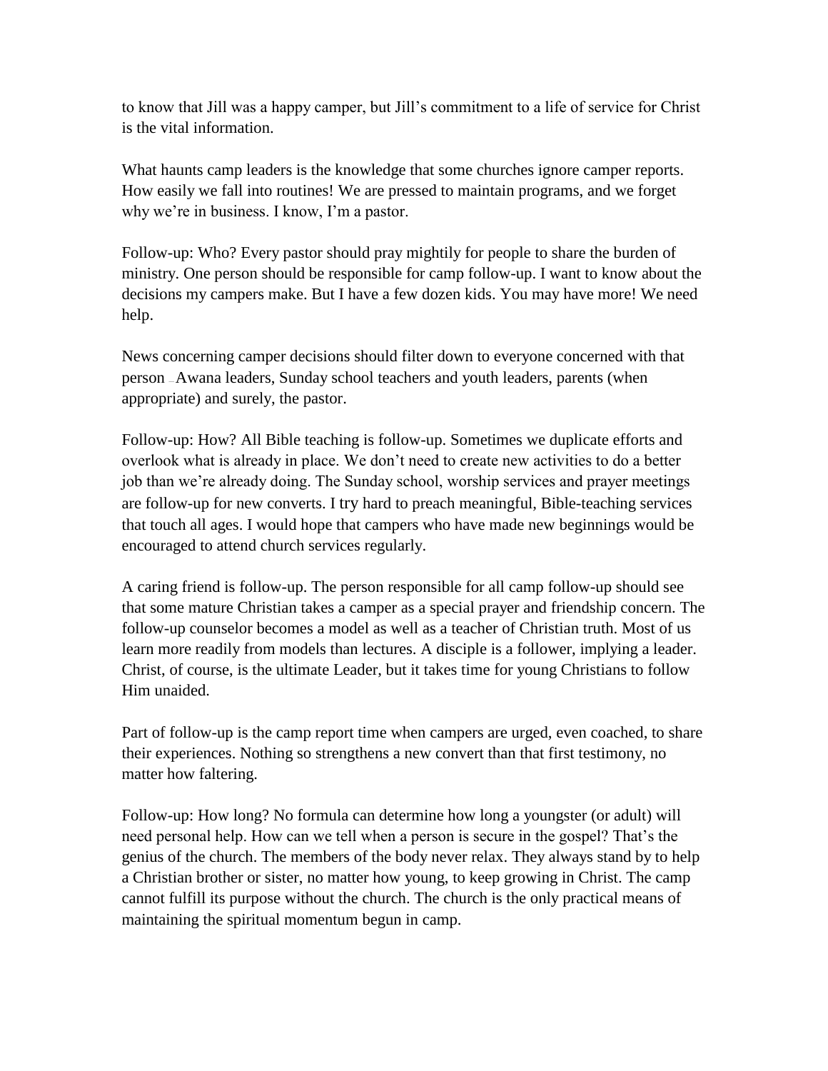to know that Jill was a happy camper, but Jill's commitment to a life of service for Christ is the vital information.

What haunts camp leaders is the knowledge that some churches ignore camper reports. How easily we fall into routines! We are pressed to maintain programs, and we forget why we're in business. I know, I'm a pastor.

Follow-up: Who? Every pastor should pray mightily for people to share the burden of ministry. One person should be responsible for camp follow-up. I want to know about the decisions my campers make. But I have a few dozen kids. You may have more! We need help.

News concerning camper decisions should filter down to everyone concerned with that person – Awana leaders, Sunday school teachers and youth leaders, parents (when appropriate) and surely, the pastor.

Follow-up: How? All Bible teaching is follow-up. Sometimes we duplicate efforts and overlook what is already in place. We don't need to create new activities to do a better job than we're already doing. The Sunday school, worship services and prayer meetings are follow-up for new converts. I try hard to preach meaningful, Bible-teaching services that touch all ages. I would hope that campers who have made new beginnings would be encouraged to attend church services regularly.

A caring friend is follow-up. The person responsible for all camp follow-up should see that some mature Christian takes a camper as a special prayer and friendship concern. The follow-up counselor becomes a model as well as a teacher of Christian truth. Most of us learn more readily from models than lectures. A disciple is a follower, implying a leader. Christ, of course, is the ultimate Leader, but it takes time for young Christians to follow Him unaided.

Part of follow-up is the camp report time when campers are urged, even coached, to share their experiences. Nothing so strengthens a new convert than that first testimony, no matter how faltering.

Follow-up: How long? No formula can determine how long a youngster (or adult) will need personal help. How can we tell when a person is secure in the gospel? That's the genius of the church. The members of the body never relax. They always stand by to help a Christian brother or sister, no matter how young, to keep growing in Christ. The camp cannot fulfill its purpose without the church. The church is the only practical means of maintaining the spiritual momentum begun in camp.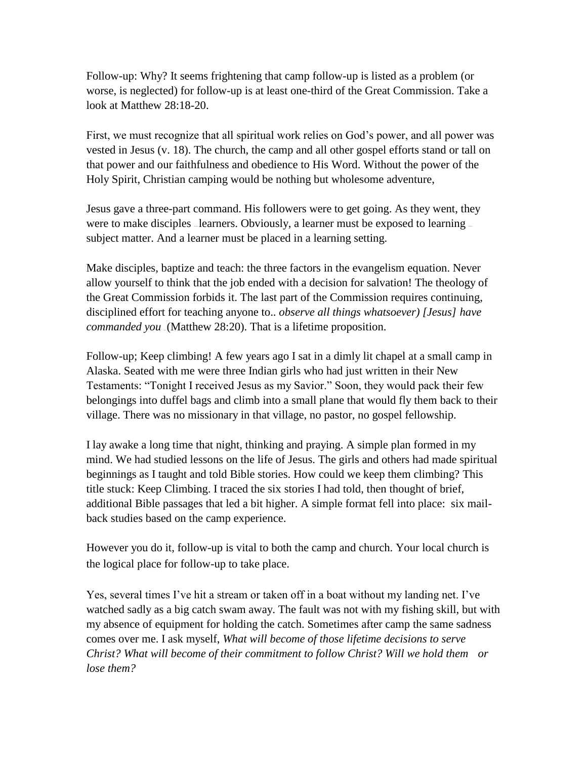Follow-up: Why? It seems frightening that camp follow-up is listed as a problem (or worse, is neglected) for follow-up is at least one-third of the Great Commission. Take a look at Matthew 28:18-20.

First, we must recognize that all spiritual work relies on God's power, and all power was vested in Jesus (v. 18). The church, the camp and all other gospel efforts stand or tall on that power and our faithfulness and obedience to His Word. Without the power of the Holy Spirit, Christian camping would be nothing but wholesome adventure,

Jesus gave a three-part command. His followers were to get going. As they went, they were to make disciples – learners. Obviously, a learner must be exposed to learning – subject matter. And a learner must be placed in a learning setting.

Make disciples, baptize and teach: the three factors in the evangelism equation. Never allow yourself to think that the job ended with a decision for salvation! The theology of the Great Commission forbids it. The last part of the Commission requires continuing, disciplined effort for teaching anyone to.. *observe all things whatsoever) [Jesus] have commanded you* – (Matthew 28:20). That is a lifetime proposition.

Follow-up; Keep climbing! A few years ago I sat in a dimly lit chapel at a small camp in Alaska. Seated with me were three Indian girls who had just written in their New Testaments: "Tonight I received Jesus as my Savior." Soon, they would pack their few belongings into duffel bags and climb into a small plane that would fly them back to their village. There was no missionary in that village, no pastor, no gospel fellowship.

I lay awake a long time that night, thinking and praying. A simple plan formed in my mind. We had studied lessons on the life of Jesus. The girls and others had made spiritual beginnings as I taught and told Bible stories. How could we keep them climbing? This title stuck: Keep Climbing. I traced the six stories I had told, then thought of brief, additional Bible passages that led a bit higher. A simple format fell into place: six mail-back studies based on the camp experience.

However you do it, follow-up is vital to both the camp and church. Your local church is the logical place for follow-up to take place.

Yes, several times I've hit a stream or taken off in a boat without my landing net. I've watched sadly as a big catch swam away. The fault was not with my fishing skill, but with my absence of equipment for holding the catch. Sometimes after camp the same sadness comes over me. I ask myself, *What will become of those lifetime decisions to serve Christ? What will become of their commitment to follow Christ? Will we hold them or lose them?*